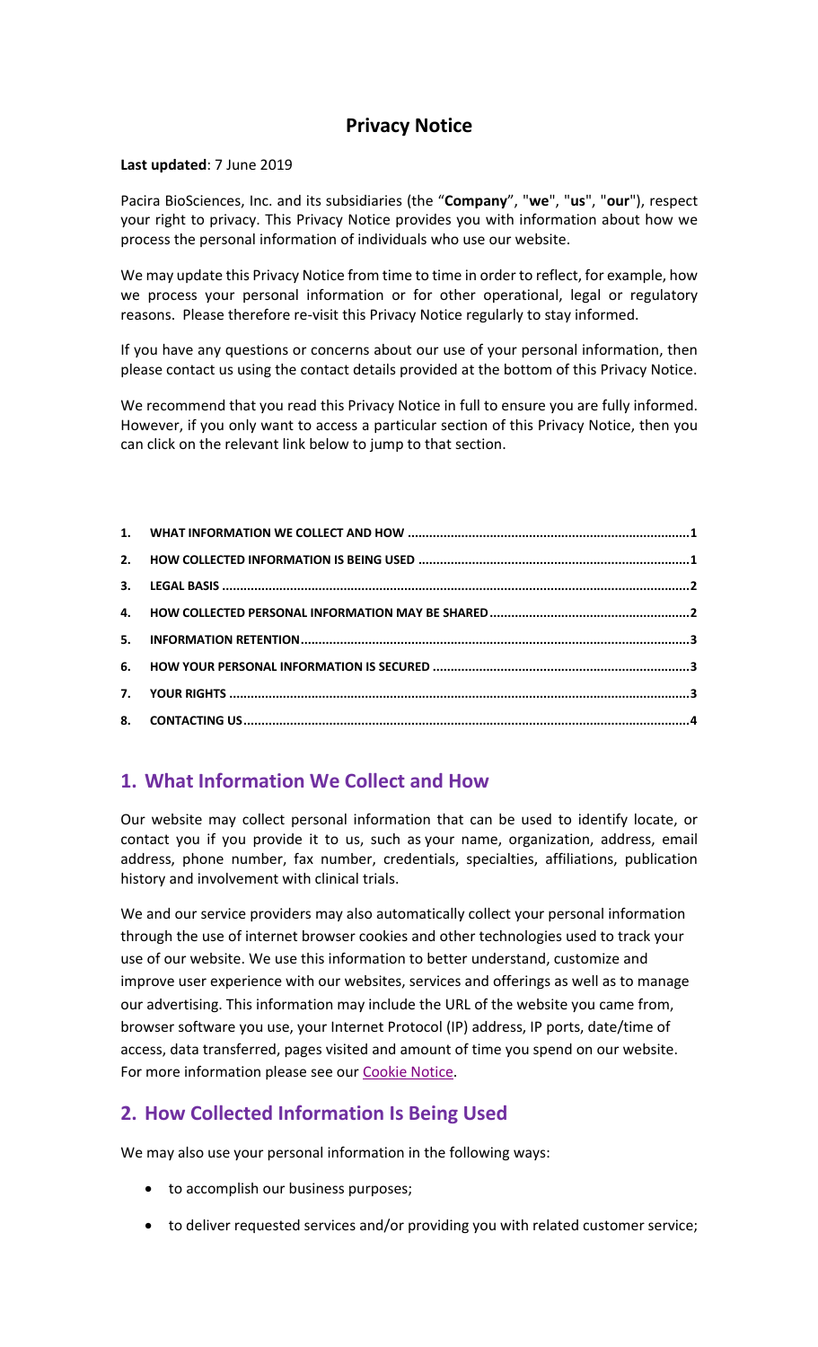# Privacy Notice

**Last updated**: 7 June 2019

Pacira BioSciences, Inc. and its subsidiaries (the "**Company**", "**we**", "**us**", "**our**"), respect your right to privacy. This Privacy Notice provides you with information about how we process the personal information of individuals who use our website.

We may update this Privacy Notice from time to time in order to reflect, for example, how we process your personal information or for other operational, legal or regulatory reasons. Please therefore re-visit this Privacy Notice regularly to stay informed.

If you have any questions or concerns about our use of your personal information, then please contact us using the contact details provided at the bottom of this Privacy Notice.

We recommend that you read this Privacy Notice in full to ensure you are fully informed. However, if you only want to access a particular section of this Privacy Notice, then you can click on the relevant link below to jump to that section.

1. **WHAT INFORMATION WE COLLECT AND HOW** ........ 1
2. **HOW COLLECTED INFORMATION IS BEING USED** ........ 1
3. **LEGAL BASIS** ........ 2
4. **HOW COLLECTED PERSONAL INFORMATION MAY BE SHARED** ........ 2
5. **INFORMATION RETENTION** ........ 3
6. **HOW YOUR PERSONAL INFORMATION IS SECURED** ........ 3
7. **YOUR RIGHTS** ........ 3
8. **CONTACTING US** ........ 4

## 1. What Information We Collect and How

Our website may collect personal information that can be used to identify locate, or contact you if you provide it to us, such as your name, organization, address, email address, phone number, fax number, credentials, specialties, affiliations, publication history and involvement with clinical trials.

We and our service providers may also automatically collect your personal information through the use of internet browser cookies and other technologies used to track your use of our website. We use this information to better understand, customize and improve user experience with our websites, services and offerings as well as to manage our advertising. This information may include the URL of the website you came from, browser software you use, your Internet Protocol (IP) address, IP ports, date/time of access, data transferred, pages visited and amount of time you spend on our website. For more information please see our Cookie Notice.

## 2. How Collected Information Is Being Used

We may also use your personal information in the following ways:

- to accomplish our business purposes;
- to deliver requested services and/or providing you with related customer service;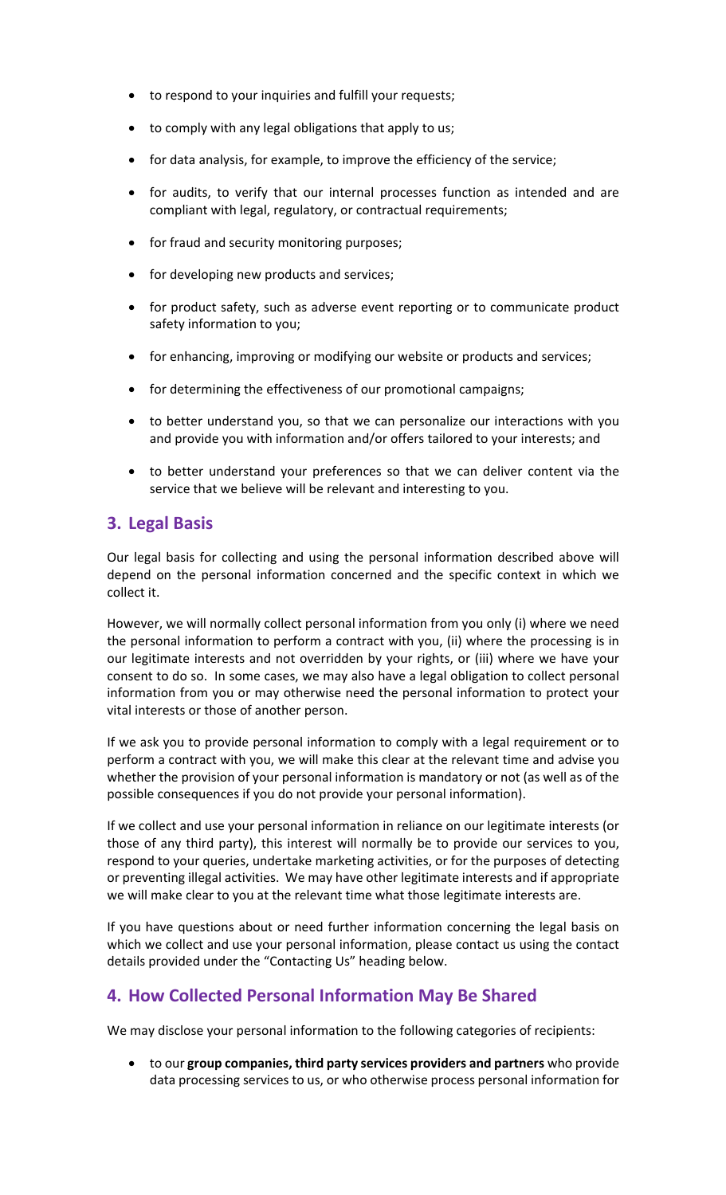- to respond to your inquiries and fulfill your requests;
- to comply with any legal obligations that apply to us;
- for data analysis, for example, to improve the efficiency of the service;
- for audits, to verify that our internal processes function as intended and are compliant with legal, regulatory, or contractual requirements;
- for fraud and security monitoring purposes;
- for developing new products and services;
- for product safety, such as adverse event reporting or to communicate product safety information to you;
- for enhancing, improving or modifying our website or products and services;
- for determining the effectiveness of our promotional campaigns;
- to better understand you, so that we can personalize our interactions with you and provide you with information and/or offers tailored to your interests; and
- to better understand your preferences so that we can deliver content via the service that we believe will be relevant and interesting to you.

## 3. Legal Basis

Our legal basis for collecting and using the personal information described above will depend on the personal information concerned and the specific context in which we collect it.

However, we will normally collect personal information from you only (i) where we need the personal information to perform a contract with you, (ii) where the processing is in our legitimate interests and not overridden by your rights, or (iii) where we have your consent to do so. In some cases, we may also have a legal obligation to collect personal information from you or may otherwise need the personal information to protect your vital interests or those of another person.

If we ask you to provide personal information to comply with a legal requirement or to perform a contract with you, we will make this clear at the relevant time and advise you whether the provision of your personal information is mandatory or not (as well as of the possible consequences if you do not provide your personal information).

If we collect and use your personal information in reliance on our legitimate interests (or those of any third party), this interest will normally be to provide our services to you, respond to your queries, undertake marketing activities, or for the purposes of detecting or preventing illegal activities. We may have other legitimate interests and if appropriate we will make clear to you at the relevant time what those legitimate interests are.

If you have questions about or need further information concerning the legal basis on which we collect and use your personal information, please contact us using the contact details provided under the "Contacting Us" heading below.

## 4. How Collected Personal Information May Be Shared

We may disclose your personal information to the following categories of recipients:

- to our **group companies, third party services providers and partners** who provide data processing services to us, or who otherwise process personal information for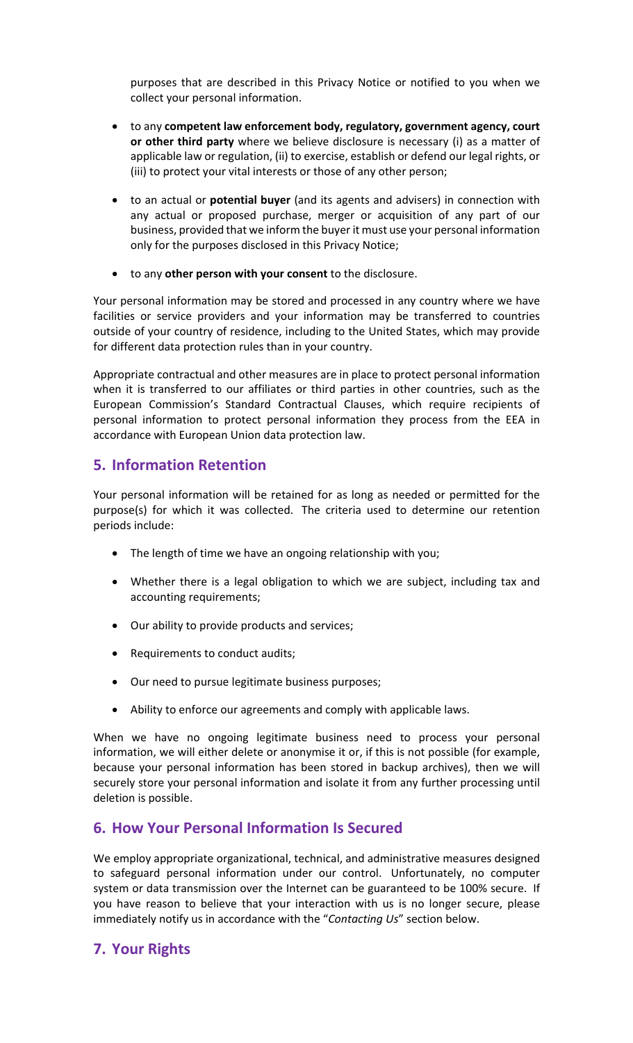purposes that are described in this Privacy Notice or notified to you when we collect your personal information.

- to any **competent law enforcement body, regulatory, government agency, court or other third party** where we believe disclosure is necessary (i) as a matter of applicable law or regulation, (ii) to exercise, establish or defend our legal rights, or (iii) to protect your vital interests or those of any other person;
- to an actual or **potential buyer** (and its agents and advisers) in connection with any actual or proposed purchase, merger or acquisition of any part of our business, provided that we inform the buyer it must use your personal information only for the purposes disclosed in this Privacy Notice;
- to any **other person with your consent** to the disclosure.

Your personal information may be stored and processed in any country where we have facilities or service providers and your information may be transferred to countries outside of your country of residence, including to the United States, which may provide for different data protection rules than in your country.

Appropriate contractual and other measures are in place to protect personal information when it is transferred to our affiliates or third parties in other countries, such as the European Commission's Standard Contractual Clauses, which require recipients of personal information to protect personal information they process from the EEA in accordance with European Union data protection law.

## 5. Information Retention

Your personal information will be retained for as long as needed or permitted for the purpose(s) for which it was collected. The criteria used to determine our retention periods include:

- The length of time we have an ongoing relationship with you;
- Whether there is a legal obligation to which we are subject, including tax and accounting requirements;
- Our ability to provide products and services;
- Requirements to conduct audits;
- Our need to pursue legitimate business purposes;
- Ability to enforce our agreements and comply with applicable laws.

When we have no ongoing legitimate business need to process your personal information, we will either delete or anonymise it or, if this is not possible (for example, because your personal information has been stored in backup archives), then we will securely store your personal information and isolate it from any further processing until deletion is possible.

## 6. How Your Personal Information Is Secured

We employ appropriate organizational, technical, and administrative measures designed to safeguard personal information under our control. Unfortunately, no computer system or data transmission over the Internet can be guaranteed to be 100% secure. If you have reason to believe that your interaction with us is no longer secure, please immediately notify us in accordance with the "*Contacting Us*" section below.

## 7. Your Rights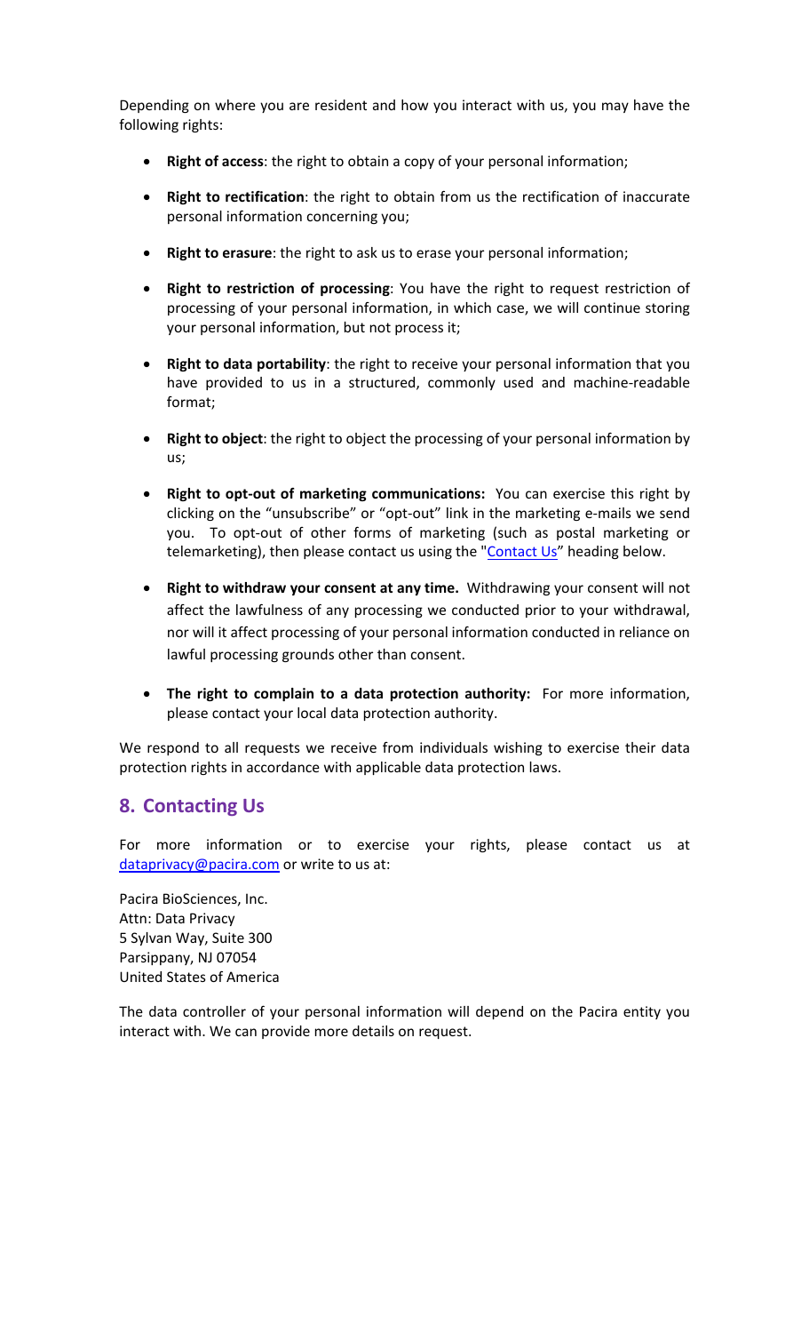Depending on where you are resident and how you interact with us, you may have the following rights:

- **Right of access**: the right to obtain a copy of your personal information;
- **Right to rectification**: the right to obtain from us the rectification of inaccurate personal information concerning you;
- **Right to erasure**: the right to ask us to erase your personal information;
- **Right to restriction of processing**: You have the right to request restriction of processing of your personal information, in which case, we will continue storing your personal information, but not process it;
- **Right to data portability**: the right to receive your personal information that you have provided to us in a structured, commonly used and machine-readable format;
- **Right to object**: the right to object the processing of your personal information by us;
- **Right to opt-out of marketing communications:** You can exercise this right by clicking on the "unsubscribe" or "opt-out" link in the marketing e-mails we send you. To opt-out of other forms of marketing (such as postal marketing or telemarketing), then please contact us using the "Contact Us" heading below.
- **Right to withdraw your consent at any time.** Withdrawing your consent will not affect the lawfulness of any processing we conducted prior to your withdrawal, nor will it affect processing of your personal information conducted in reliance on lawful processing grounds other than consent.
- **The right to complain to a data protection authority:** For more information, please contact your local data protection authority.

We respond to all requests we receive from individuals wishing to exercise their data protection rights in accordance with applicable data protection laws.

## 8. Contacting Us

For more information or to exercise your rights, please contact us at dataprivacy@pacira.com or write to us at:

Pacira BioSciences, Inc.
Attn: Data Privacy
5 Sylvan Way, Suite 300
Parsippany, NJ 07054
United States of America

The data controller of your personal information will depend on the Pacira entity you interact with. We can provide more details on request.